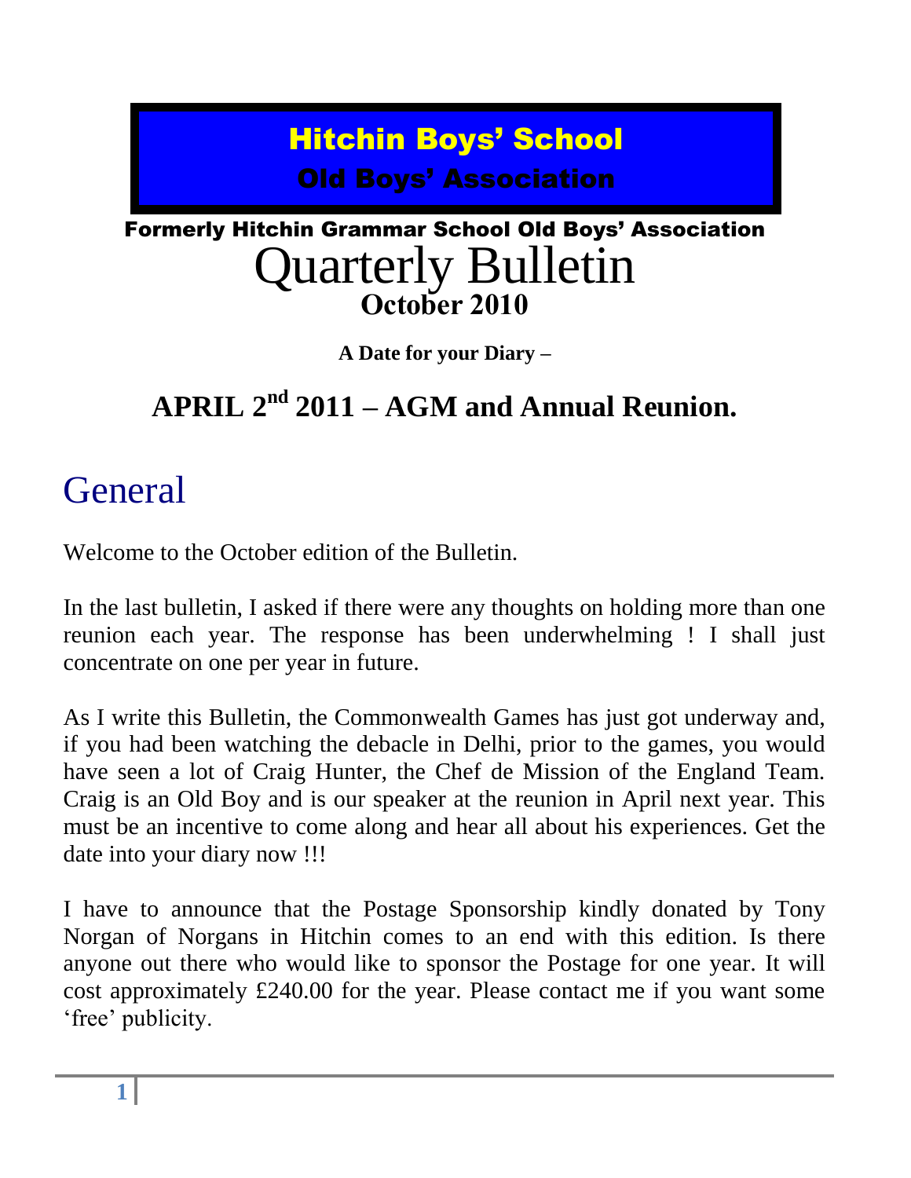# Hitchin Boys' School

## Old Boys' Association

### Formerly Hitchin Grammar School Old Boys' Association

# Quarterly Bulletin

**October 2010**

**A Date for your Diary –**

## APRIL 2nd 2011 – AGM and Annual Reunion.

# General

Welcome to the October edition of the Bulletin.

In the last bulletin, I asked if there were any thoughts on holding more than one reunion each year. The response has been underwhelming ! I shall just concentrate on one per year in future.

As I write this Bulletin, the Commonwealth Games has just got underway and, if you had been watching the debacle in Delhi, prior to the games, you would have seen a lot of Craig Hunter, the Chef de Mission of the England Team. Craig is an Old Boy and is our speaker at the reunion in April next year. This must be an incentive to come along and hear all about his experiences. Get the date into your diary now !!!

I have to announce that the Postage Sponsorship kindly donated by Tony Norgan of Norgans in Hitchin comes to an end with this edition. Is there anyone out there who would like to sponsor the Postage for one year. It will cost approximately £240.00 for the year. Please contact me if you want some 'free' publicity.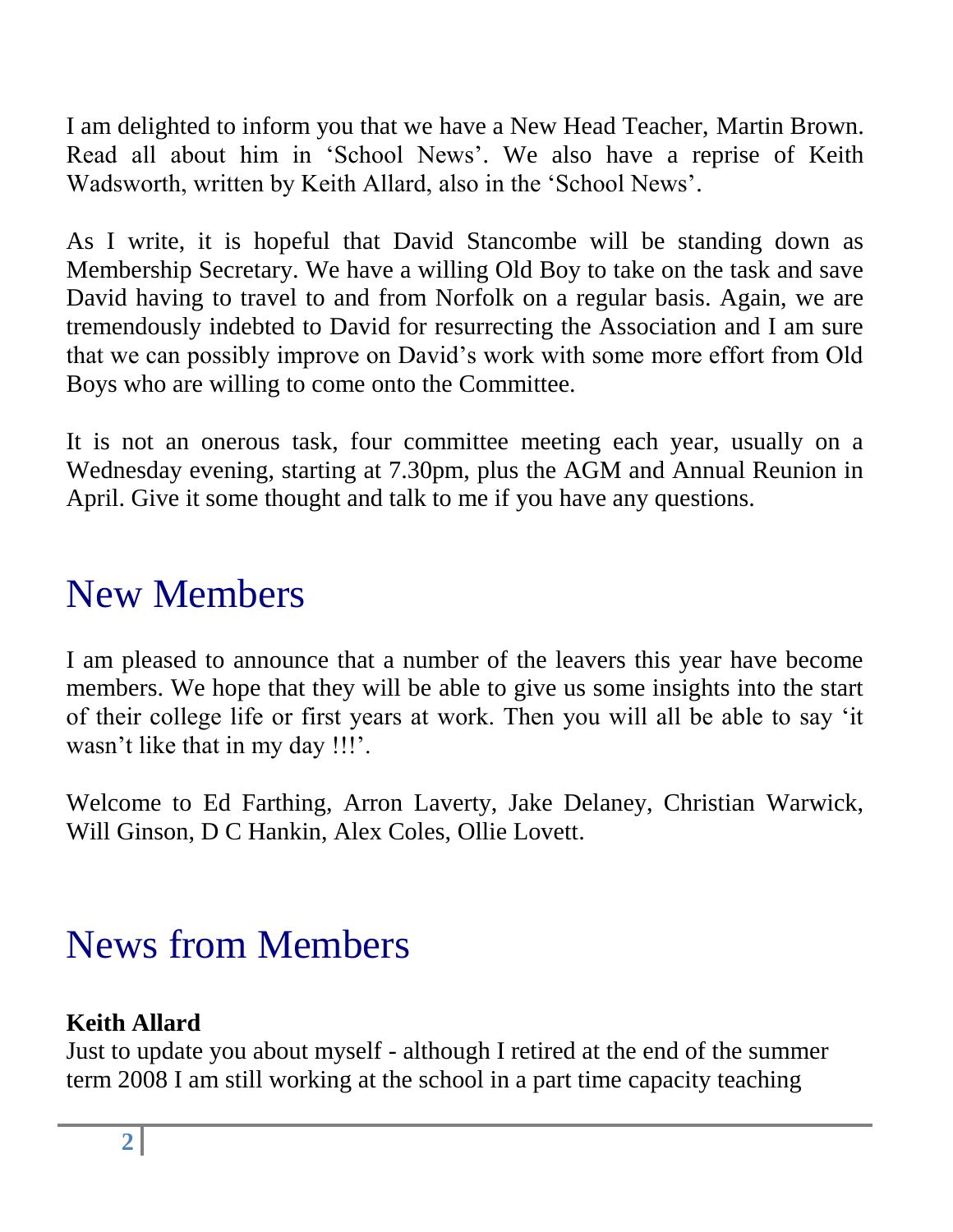I am delighted to inform you that we have a New Head Teacher, Martin Brown. Read all about him in 'School News'. We also have a reprise of Keith Wadsworth, written by Keith Allard, also in the 'School News'.

As I write, it is hopeful that David Stancombe will be standing down as Membership Secretary. We have a willing Old Boy to take on the task and save David having to travel to and from Norfolk on a regular basis. Again, we are tremendously indebted to David for resurrecting the Association and I am sure that we can possibly improve on David's work with some more effort from Old Boys who are willing to come onto the Committee.

It is not an onerous task, four committee meeting each year, usually on a Wednesday evening, starting at 7.30pm, plus the AGM and Annual Reunion in April. Give it some thought and talk to me if you have any questions.

# New Members

I am pleased to announce that a number of the leavers this year have become members. We hope that they will be able to give us some insights into the start of their college life or first years at work. Then you will all be able to say 'it wasn't like that in my day !!!'.

Welcome to Ed Farthing, Arron Laverty, Jake Delaney, Christian Warwick, Will Ginson, D C Hankin, Alex Coles, Ollie Lovett.

# News from Members

**Keith Allard**
Just to update you about myself - although I retired at the end of the summer term 2008 I am still working at the school in a part time capacity teaching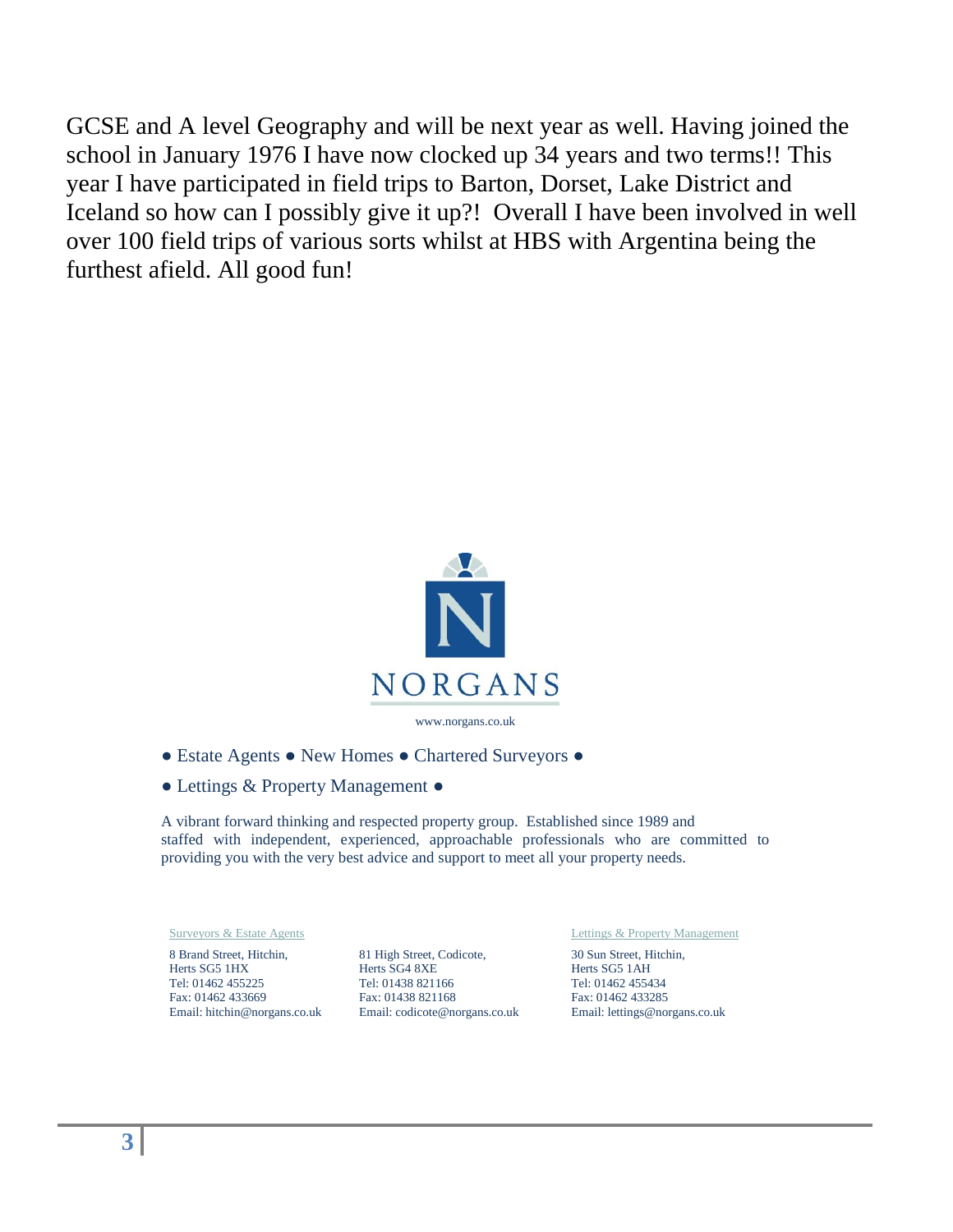GCSE and A level Geography and will be next year as well. Having joined the school in January 1976 I have now clocked up 34 years and two terms!! This year I have participated in field trips to Barton, Dorset, Lake District and Iceland so how can I possibly give it up?! Overall I have been involved in well over 100 field trips of various sorts whilst at HBS with Argentina being the furthest afield. All good fun!

NORGANS

www.norgans.co.uk

● Estate Agents ● New Homes ● Chartered Surveyors ●

● Lettings & Property Management ●

A vibrant forward thinking and respected property group. Established since 1989 and staffed with independent, experienced, approachable professionals who are committed to providing you with the very best advice and support to meet all your property needs.

Surveyors & Estate Agents

8 Brand Street, Hitchin,
Herts SG5 1HX
Tel: 01462 455225
Fax: 01462 433669
Email: hitchin@norgans.co.uk

81 High Street, Codicote,
Herts SG4 8XE
Tel: 01438 821166
Fax: 01438 821168
Email: codicote@norgans.co.uk

Lettings & Property Management

30 Sun Street, Hitchin,
Herts SG5 1AH
Tel: 01462 455434
Fax: 01462 433285
Email: lettings@norgans.co.uk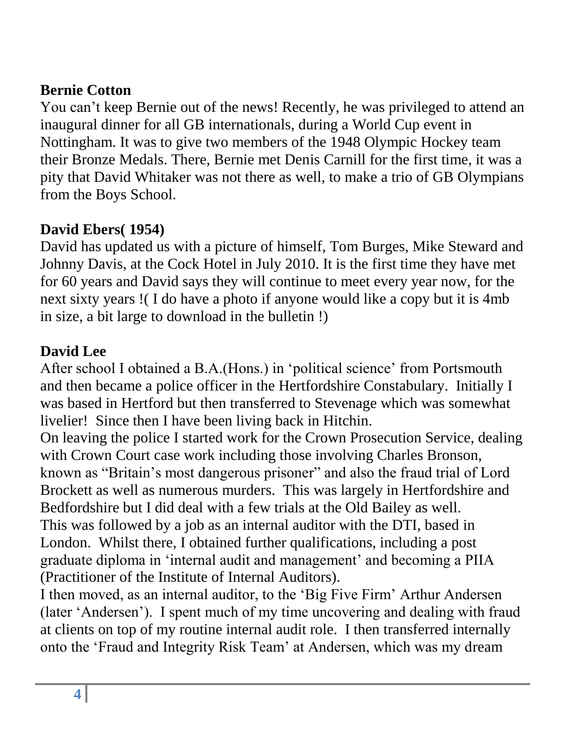**Bernie Cotton**

You can't keep Bernie out of the news! Recently, he was privileged to attend an inaugural dinner for all GB internationals, during a World Cup event in Nottingham. It was to give two members of the 1948 Olympic Hockey team their Bronze Medals. There, Bernie met Denis Carnill for the first time, it was a pity that David Whitaker was not there as well, to make a trio of GB Olympians from the Boys School.

**David Ebers( 1954)**

David has updated us with a picture of himself, Tom Burges, Mike Steward and Johnny Davis, at the Cock Hotel in July 2010. It is the first time they have met for 60 years and David says they will continue to meet every year now, for the next sixty years !( I do have a photo if anyone would like a copy but it is 4mb in size, a bit large to download in the bulletin !)

**David Lee**

After school I obtained a B.A.(Hons.) in 'political science' from Portsmouth and then became a police officer in the Hertfordshire Constabulary. Initially I was based in Hertford but then transferred to Stevenage which was somewhat livelier! Since then I have been living back in Hitchin.

On leaving the police I started work for the Crown Prosecution Service, dealing with Crown Court case work including those involving Charles Bronson, known as "Britain's most dangerous prisoner" and also the fraud trial of Lord Brockett as well as numerous murders. This was largely in Hertfordshire and Bedfordshire but I did deal with a few trials at the Old Bailey as well.

This was followed by a job as an internal auditor with the DTI, based in London. Whilst there, I obtained further qualifications, including a post graduate diploma in 'internal audit and management' and becoming a PIIA (Practitioner of the Institute of Internal Auditors).

I then moved, as an internal auditor, to the 'Big Five Firm' Arthur Andersen (later 'Andersen'). I spent much of my time uncovering and dealing with fraud at clients on top of my routine internal audit role. I then transferred internally onto the 'Fraud and Integrity Risk Team' at Andersen, which was my dream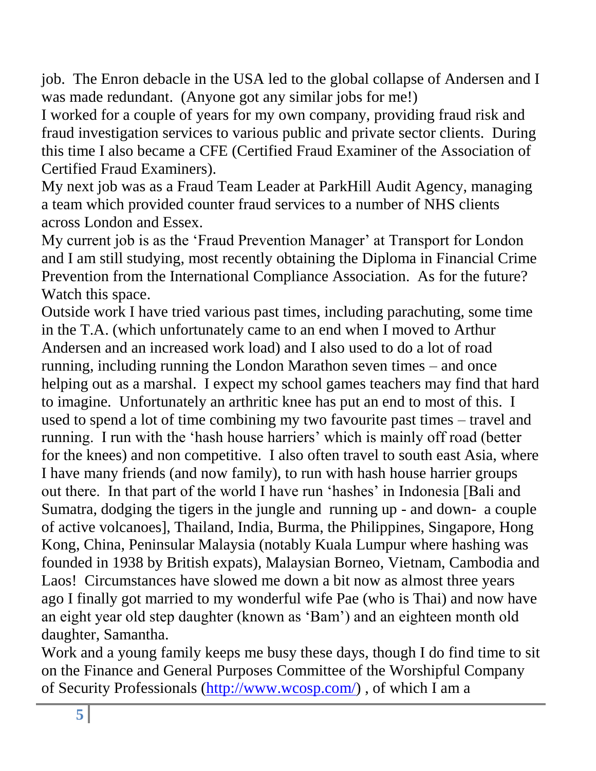job. The Enron debacle in the USA led to the global collapse of Andersen and I was made redundant. (Anyone got any similar jobs for me!)

I worked for a couple of years for my own company, providing fraud risk and fraud investigation services to various public and private sector clients. During this time I also became a CFE (Certified Fraud Examiner of the Association of Certified Fraud Examiners).

My next job was as a Fraud Team Leader at ParkHill Audit Agency, managing a team which provided counter fraud services to a number of NHS clients across London and Essex.

My current job is as the 'Fraud Prevention Manager' at Transport for London and I am still studying, most recently obtaining the Diploma in Financial Crime Prevention from the International Compliance Association. As for the future? Watch this space.

Outside work I have tried various past times, including parachuting, some time in the T.A. (which unfortunately came to an end when I moved to Arthur Andersen and an increased work load) and I also used to do a lot of road running, including running the London Marathon seven times – and once helping out as a marshal. I expect my school games teachers may find that hard to imagine. Unfortunately an arthritic knee has put an end to most of this. I used to spend a lot of time combining my two favourite past times – travel and running. I run with the 'hash house harriers' which is mainly off road (better for the knees) and non competitive. I also often travel to south east Asia, where I have many friends (and now family), to run with hash house harrier groups out there. In that part of the world I have run 'hashes' in Indonesia [Bali and Sumatra, dodging the tigers in the jungle and running up - and down- a couple of active volcanoes], Thailand, India, Burma, the Philippines, Singapore, Hong Kong, China, Peninsular Malaysia (notably Kuala Lumpur where hashing was founded in 1938 by British expats), Malaysian Borneo, Vietnam, Cambodia and Laos! Circumstances have slowed me down a bit now as almost three years ago I finally got married to my wonderful wife Pae (who is Thai) and now have an eight year old step daughter (known as 'Bam') and an eighteen month old daughter, Samantha.

Work and a young family keeps me busy these days, though I do find time to sit on the Finance and General Purposes Committee of the Worshipful Company of Security Professionals (http://www.wcosp.com/) , of which I am a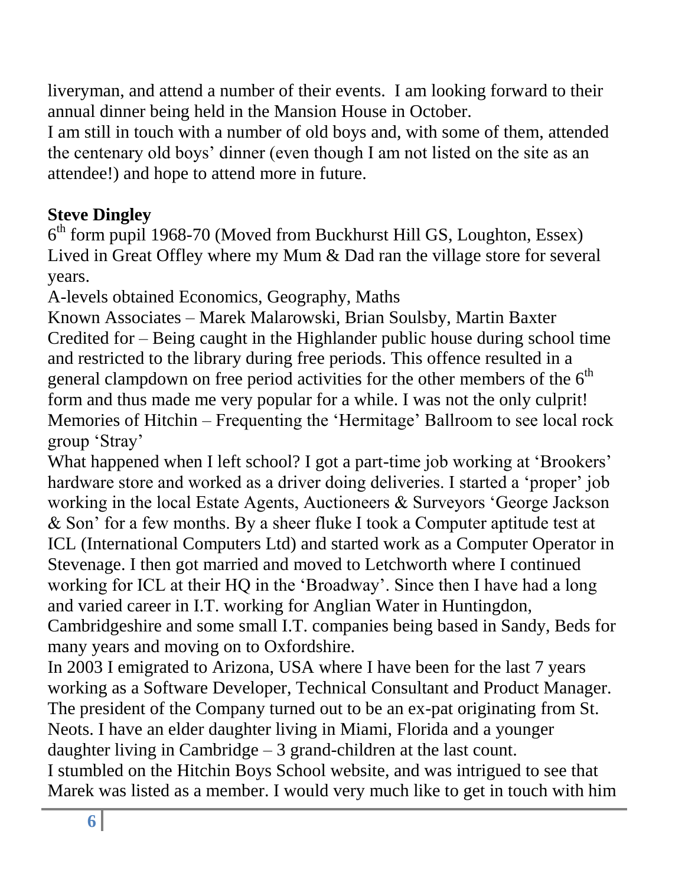liveryman, and attend a number of their events. I am looking forward to their annual dinner being held in the Mansion House in October.

I am still in touch with a number of old boys and, with some of them, attended the centenary old boys' dinner (even though I am not listed on the site as an attendee!) and hope to attend more in future.

**Steve Dingley**

6th form pupil 1968-70 (Moved from Buckhurst Hill GS, Loughton, Essex)

Lived in Great Offley where my Mum & Dad ran the village store for several years.

A-levels obtained Economics, Geography, Maths

Known Associates – Marek Malarowski, Brian Soulsby, Martin Baxter

Credited for – Being caught in the Highlander public house during school time and restricted to the library during free periods. This offence resulted in a general clampdown on free period activities for the other members of the 6th form and thus made me very popular for a while. I was not the only culprit!

Memories of Hitchin – Frequenting the 'Hermitage' Ballroom to see local rock group 'Stray'

What happened when I left school? I got a part-time job working at 'Brookers' hardware store and worked as a driver doing deliveries. I started a 'proper' job working in the local Estate Agents, Auctioneers & Surveyors 'George Jackson & Son' for a few months. By a sheer fluke I took a Computer aptitude test at ICL (International Computers Ltd) and started work as a Computer Operator in Stevenage. I then got married and moved to Letchworth where I continued working for ICL at their HQ in the 'Broadway'. Since then I have had a long and varied career in I.T. working for Anglian Water in Huntingdon, Cambridgeshire and some small I.T. companies being based in Sandy, Beds for many years and moving on to Oxfordshire.

In 2003 I emigrated to Arizona, USA where I have been for the last 7 years working as a Software Developer, Technical Consultant and Product Manager. The president of the Company turned out to be an ex-pat originating from St. Neots. I have an elder daughter living in Miami, Florida and a younger daughter living in Cambridge – 3 grand-children at the last count.

I stumbled on the Hitchin Boys School website, and was intrigued to see that Marek was listed as a member. I would very much like to get in touch with him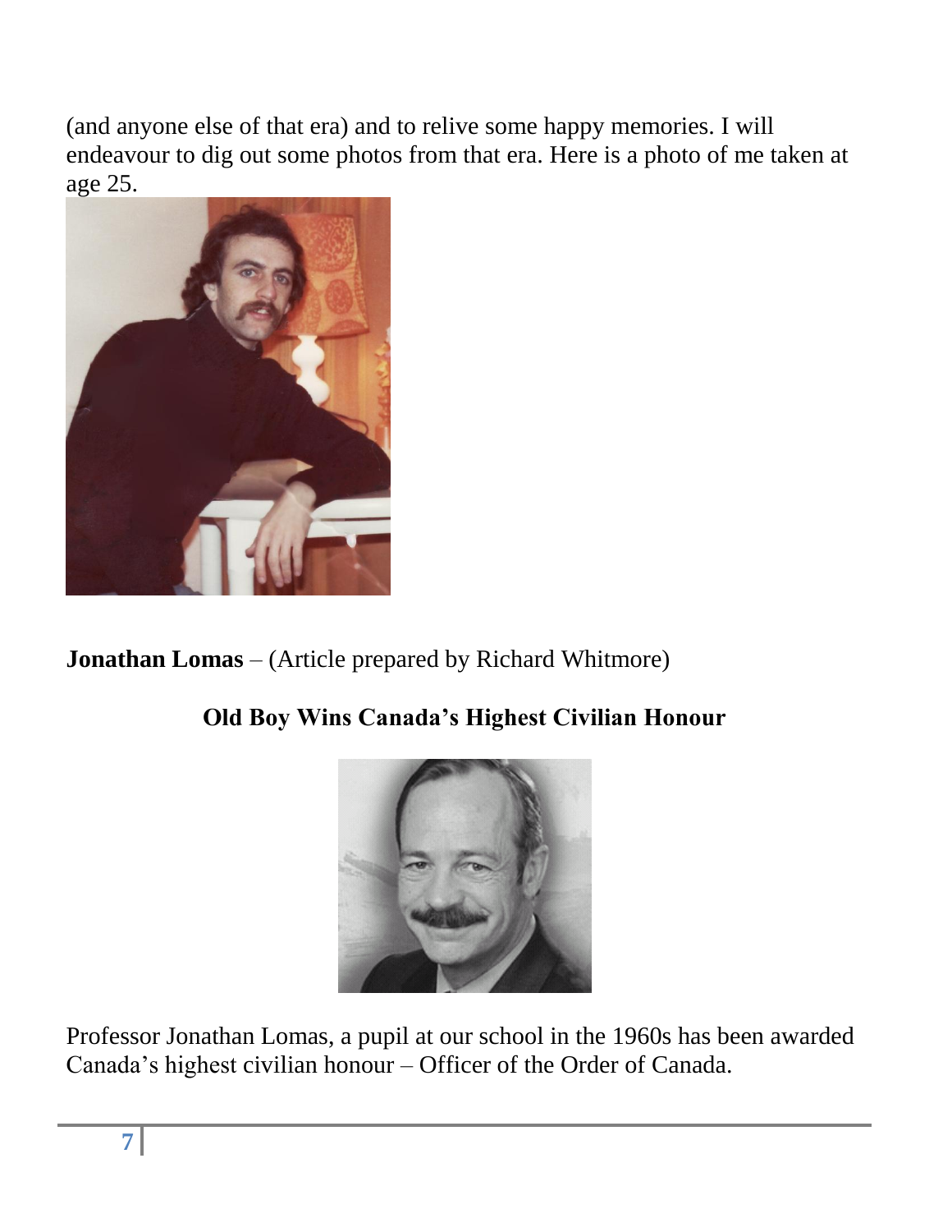(and anyone else of that era) and to relive some happy memories. I will endeavour to dig out some photos from that era. Here is a photo of me taken at age 25.

**Jonathan Lomas** – (Article prepared by Richard Whitmore)

### Old Boy Wins Canada's Highest Civilian Honour

Professor Jonathan Lomas, a pupil at our school in the 1960s has been awarded Canada's highest civilian honour – Officer of the Order of Canada.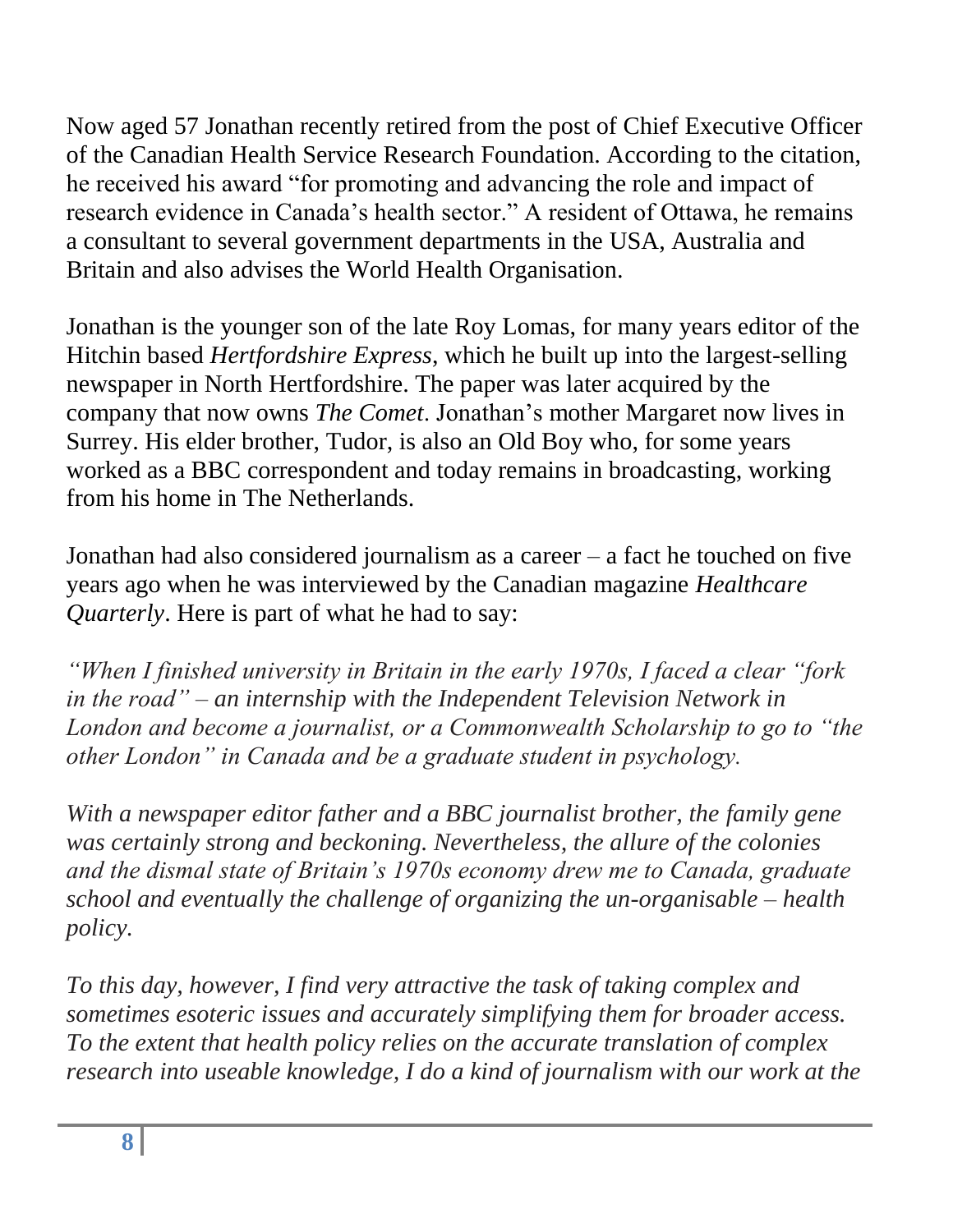Now aged 57 Jonathan recently retired from the post of Chief Executive Officer of the Canadian Health Service Research Foundation. According to the citation, he received his award "for promoting and advancing the role and impact of research evidence in Canada's health sector." A resident of Ottawa, he remains a consultant to several government departments in the USA, Australia and Britain and also advises the World Health Organisation.

Jonathan is the younger son of the late Roy Lomas, for many years editor of the Hitchin based *Hertfordshire Express*, which he built up into the largest-selling newspaper in North Hertfordshire. The paper was later acquired by the company that now owns *The Comet*. Jonathan's mother Margaret now lives in Surrey. His elder brother, Tudor, is also an Old Boy who, for some years worked as a BBC correspondent and today remains in broadcasting, working from his home in The Netherlands.

Jonathan had also considered journalism as a career – a fact he touched on five years ago when he was interviewed by the Canadian magazine *Healthcare Quarterly*. Here is part of what he had to say:

*"When I finished university in Britain in the early 1970s, I faced a clear "fork in the road" – an internship with the Independent Television Network in London and become a journalist, or a Commonwealth Scholarship to go to "the other London" in Canada and be a graduate student in psychology.*

*With a newspaper editor father and a BBC journalist brother, the family gene was certainly strong and beckoning. Nevertheless, the allure of the colonies and the dismal state of Britain's 1970s economy drew me to Canada, graduate school and eventually the challenge of organizing the un-organisable – health policy.*

*To this day, however, I find very attractive the task of taking complex and sometimes esoteric issues and accurately simplifying them for broader access. To the extent that health policy relies on the accurate translation of complex research into useable knowledge, I do a kind of journalism with our work at the*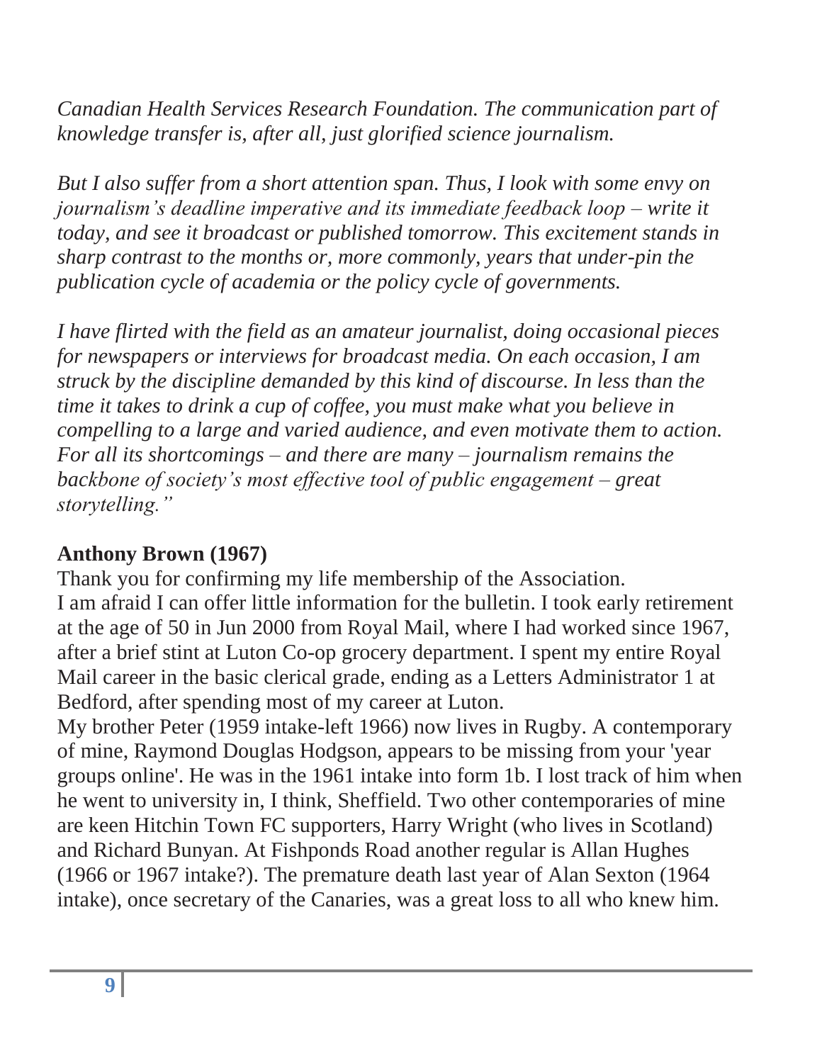*Canadian Health Services Research Foundation. The communication part of knowledge transfer is, after all, just glorified science journalism.*

*But I also suffer from a short attention span. Thus, I look with some envy on journalism's deadline imperative and its immediate feedback loop – write it today, and see it broadcast or published tomorrow. This excitement stands in sharp contrast to the months or, more commonly, years that under-pin the publication cycle of academia or the policy cycle of governments.*

*I have flirted with the field as an amateur journalist, doing occasional pieces for newspapers or interviews for broadcast media. On each occasion, I am struck by the discipline demanded by this kind of discourse. In less than the time it takes to drink a cup of coffee, you must make what you believe in compelling to a large and varied audience, and even motivate them to action. For all its shortcomings – and there are many – journalism remains the backbone of society's most effective tool of public engagement – great storytelling."*

**Anthony Brown (1967)**

Thank you for confirming my life membership of the Association.
I am afraid I can offer little information for the bulletin. I took early retirement at the age of 50 in Jun 2000 from Royal Mail, where I had worked since 1967, after a brief stint at Luton Co-op grocery department. I spent my entire Royal Mail career in the basic clerical grade, ending as a Letters Administrator 1 at Bedford, after spending most of my career at Luton.
My brother Peter (1959 intake-left 1966) now lives in Rugby. A contemporary of mine, Raymond Douglas Hodgson, appears to be missing from your 'year groups online'. He was in the 1961 intake into form 1b. I lost track of him when he went to university in, I think, Sheffield. Two other contemporaries of mine are keen Hitchin Town FC supporters, Harry Wright (who lives in Scotland) and Richard Bunyan. At Fishponds Road another regular is Allan Hughes (1966 or 1967 intake?). The premature death last year of Alan Sexton (1964 intake), once secretary of the Canaries, was a great loss to all who knew him.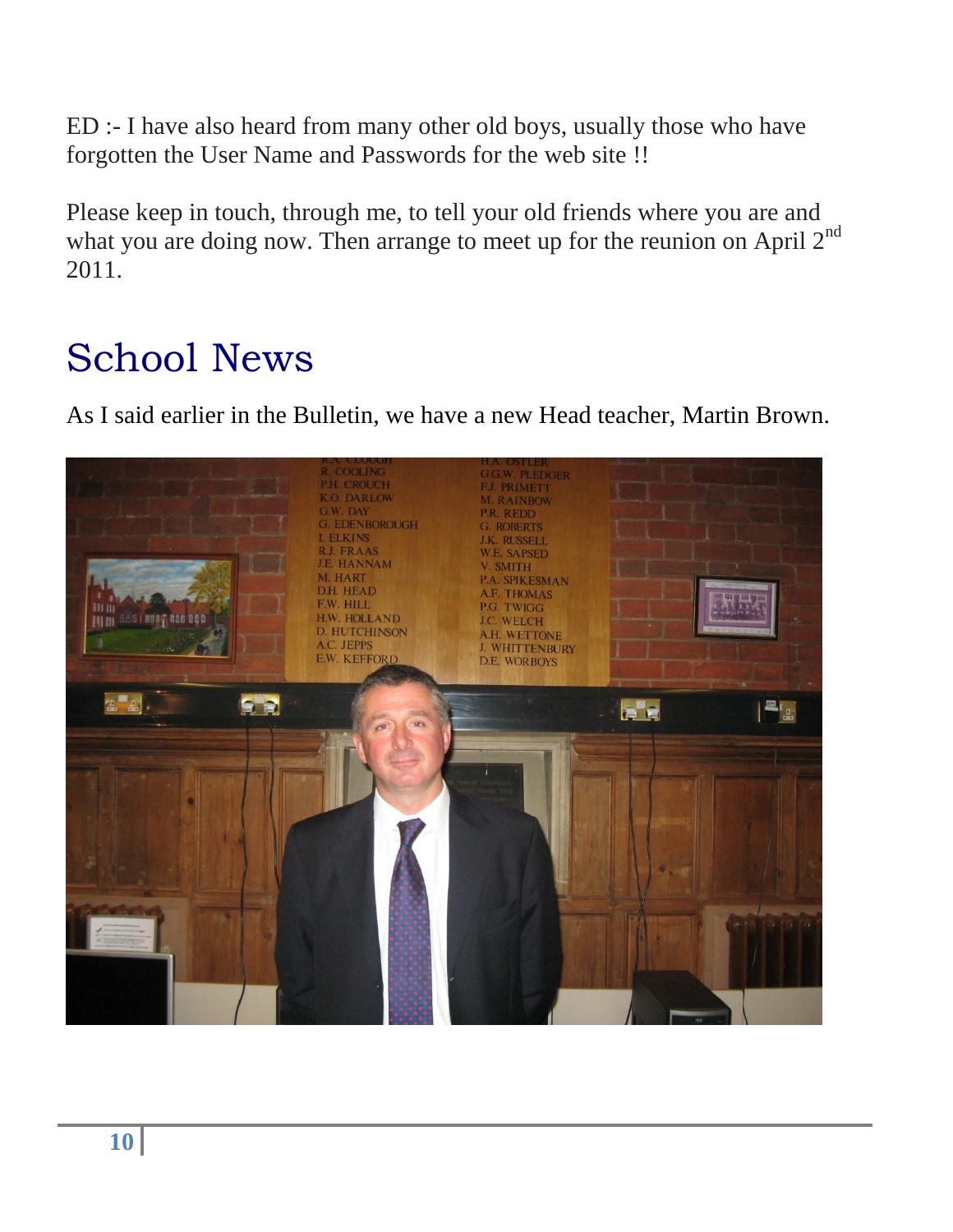ED :- I have also heard from many other old boys, usually those who have forgotten the User Name and Passwords for the web site !!

Please keep in touch, through me, to tell your old friends where you are and what you are doing now. Then arrange to meet up for the reunion on April 2nd 2011.

# School News

As I said earlier in the Bulletin, we have a new Head teacher, Martin Brown.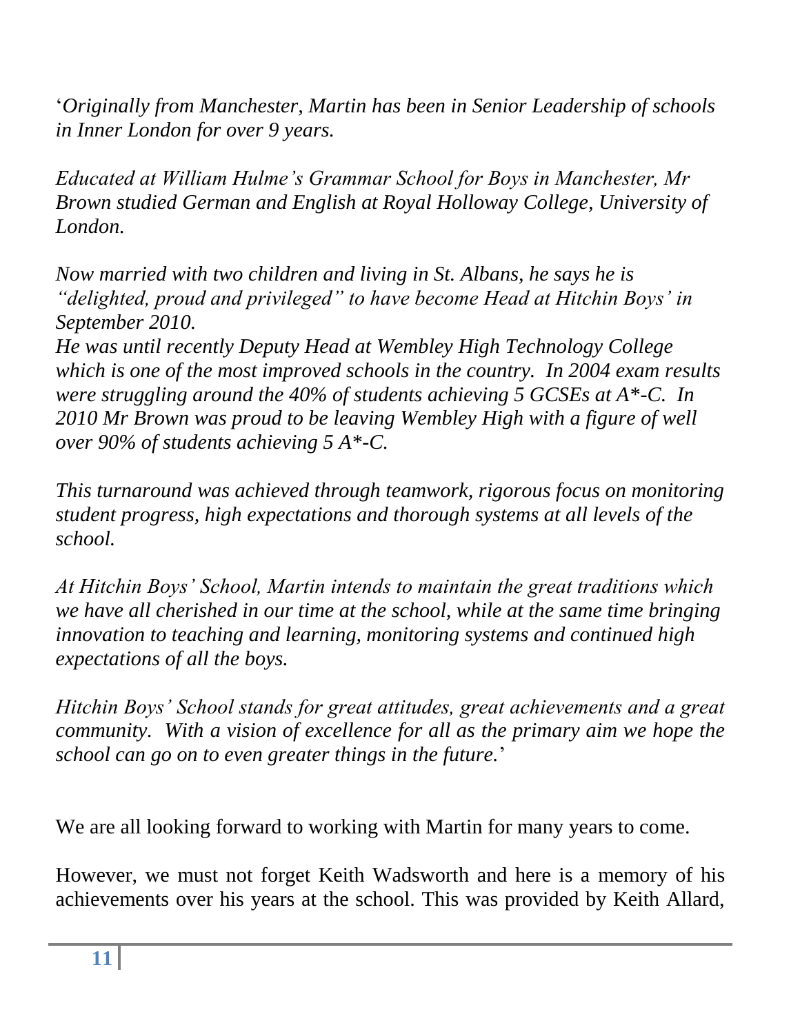'*Originally from Manchester, Martin has been in Senior Leadership of schools in Inner London for over 9 years.*

*Educated at William Hulme's Grammar School for Boys in Manchester, Mr Brown studied German and English at Royal Holloway College, University of London.*

*Now married with two children and living in St. Albans, he says he is "delighted, proud and privileged" to have become Head at Hitchin Boys' in September 2010.*
*He was until recently Deputy Head at Wembley High Technology College which is one of the most improved schools in the country. In 2004 exam results were struggling around the 40% of students achieving 5 GCSEs at A*-C. In 2010 Mr Brown was proud to be leaving Wembley High with a figure of well over 90% of students achieving 5 A*-C.*

*This turnaround was achieved through teamwork, rigorous focus on monitoring student progress, high expectations and thorough systems at all levels of the school.*

*At Hitchin Boys' School, Martin intends to maintain the great traditions which we have all cherished in our time at the school, while at the same time bringing innovation to teaching and learning, monitoring systems and continued high expectations of all the boys.*

*Hitchin Boys' School stands for great attitudes, great achievements and a great community. With a vision of excellence for all as the primary aim we hope the school can go on to even greater things in the future.*'

We are all looking forward to working with Martin for many years to come.

However, we must not forget Keith Wadsworth and here is a memory of his achievements over his years at the school. This was provided by Keith Allard,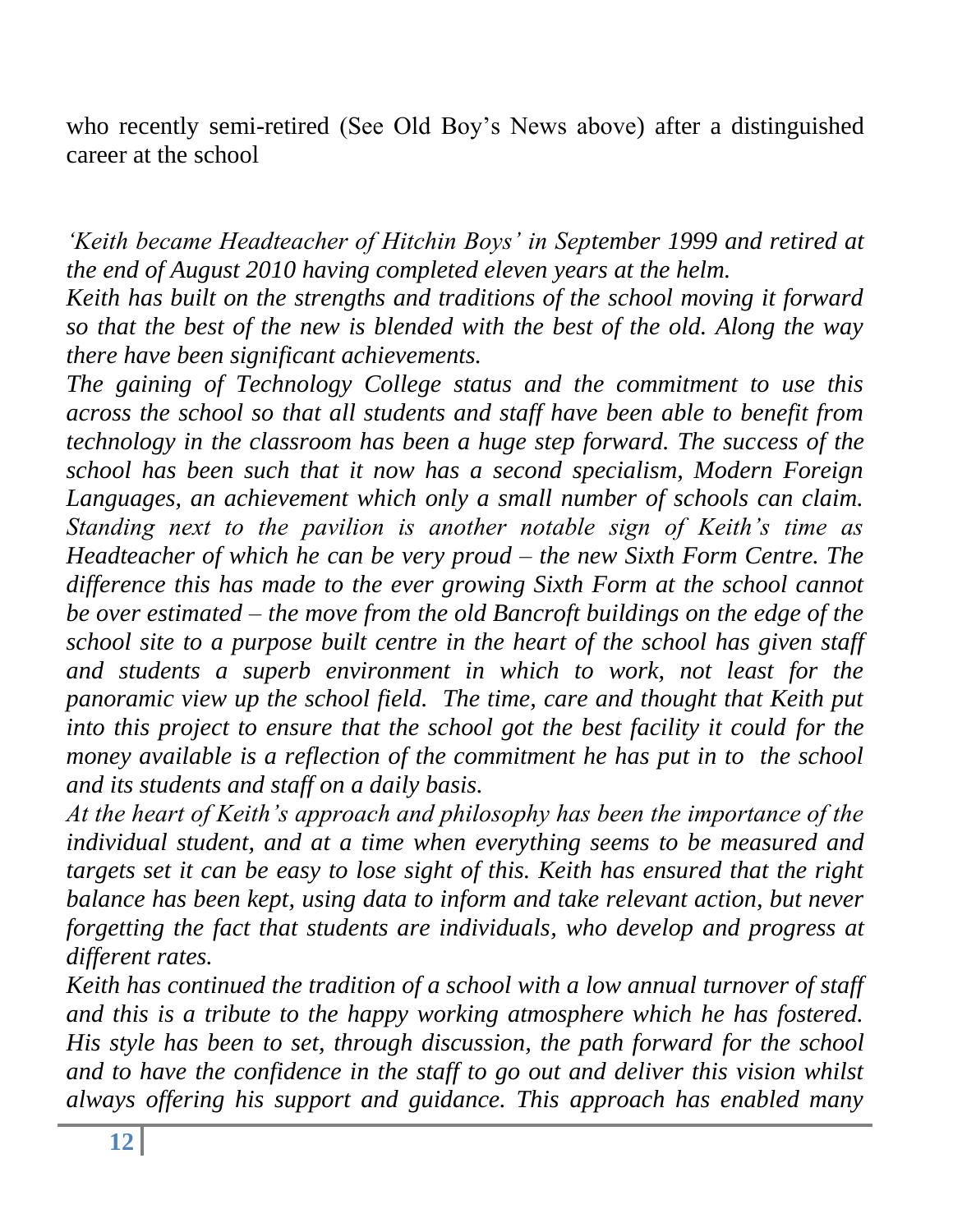who recently semi-retired (See Old Boy's News above) after a distinguished career at the school

*'Keith became Headteacher of Hitchin Boys' in September 1999 and retired at the end of August 2010 having completed eleven years at the helm.*
*Keith has built on the strengths and traditions of the school moving it forward so that the best of the new is blended with the best of the old. Along the way there have been significant achievements.*
*The gaining of Technology College status and the commitment to use this across the school so that all students and staff have been able to benefit from technology in the classroom has been a huge step forward. The success of the school has been such that it now has a second specialism, Modern Foreign Languages, an achievement which only a small number of schools can claim. Standing next to the pavilion is another notable sign of Keith's time as Headteacher of which he can be very proud – the new Sixth Form Centre. The difference this has made to the ever growing Sixth Form at the school cannot be over estimated – the move from the old Bancroft buildings on the edge of the school site to a purpose built centre in the heart of the school has given staff and students a superb environment in which to work, not least for the panoramic view up the school field. The time, care and thought that Keith put into this project to ensure that the school got the best facility it could for the money available is a reflection of the commitment he has put in to the school and its students and staff on a daily basis.*
*At the heart of Keith's approach and philosophy has been the importance of the individual student, and at a time when everything seems to be measured and targets set it can be easy to lose sight of this. Keith has ensured that the right balance has been kept, using data to inform and take relevant action, but never forgetting the fact that students are individuals, who develop and progress at different rates.*
*Keith has continued the tradition of a school with a low annual turnover of staff and this is a tribute to the happy working atmosphere which he has fostered. His style has been to set, through discussion, the path forward for the school and to have the confidence in the staff to go out and deliver this vision whilst always offering his support and guidance. This approach has enabled many*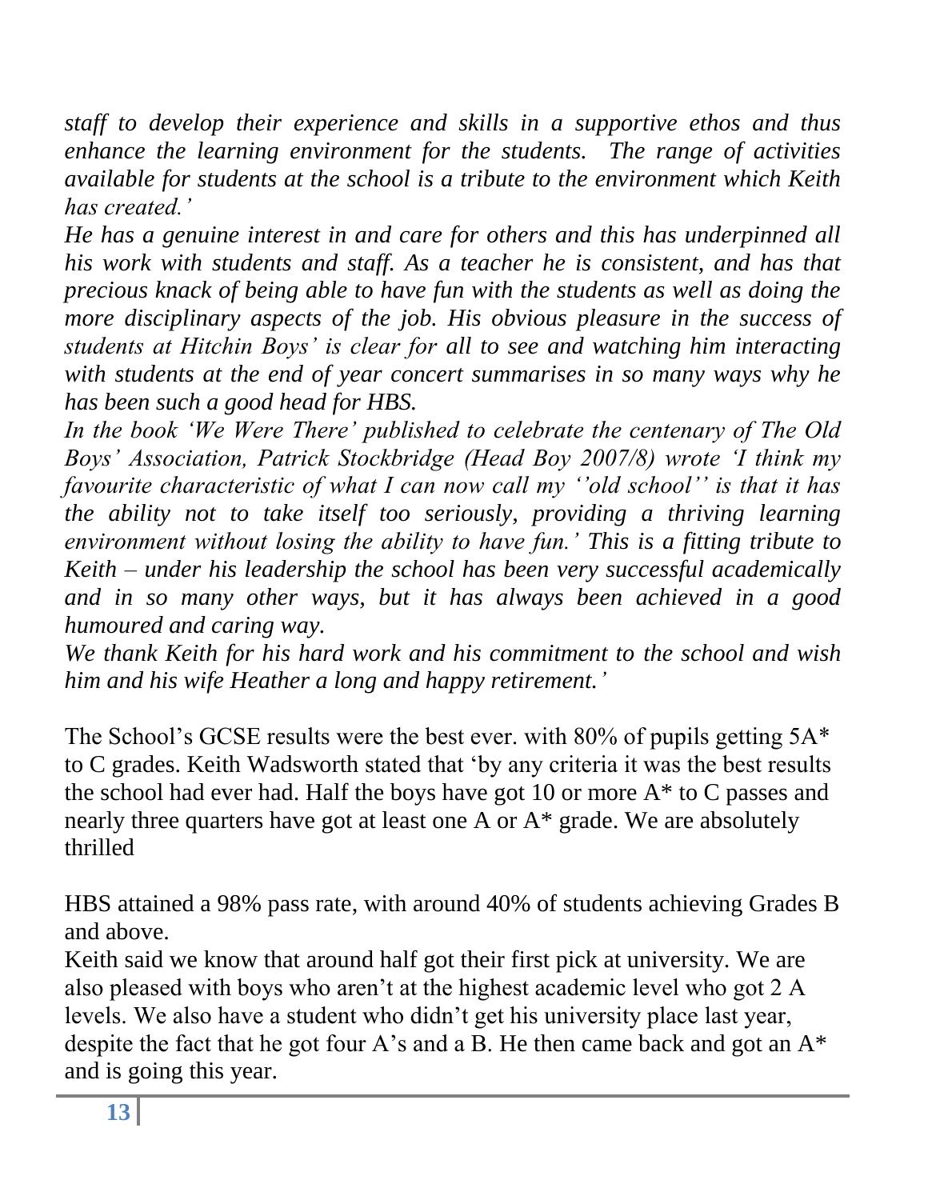*staff to develop their experience and skills in a supportive ethos and thus enhance the learning environment for the students. The range of activities available for students at the school is a tribute to the environment which Keith has created.'*

*He has a genuine interest in and care for others and this has underpinned all his work with students and staff. As a teacher he is consistent, and has that precious knack of being able to have fun with the students as well as doing the more disciplinary aspects of the job. His obvious pleasure in the success of students at Hitchin Boys' is clear for all to see and watching him interacting with students at the end of year concert summarises in so many ways why he has been such a good head for HBS.*

*In the book 'We Were There' published to celebrate the centenary of The Old Boys' Association, Patrick Stockbridge (Head Boy 2007/8) wrote 'I think my favourite characteristic of what I can now call my ''old school'' is that it has the ability not to take itself too seriously, providing a thriving learning environment without losing the ability to have fun.' This is a fitting tribute to Keith – under his leadership the school has been very successful academically and in so many other ways, but it has always been achieved in a good humoured and caring way.*

*We thank Keith for his hard work and his commitment to the school and wish him and his wife Heather a long and happy retirement.'*

The School's GCSE results were the best ever. with 80% of pupils getting 5A* to C grades. Keith Wadsworth stated that 'by any criteria it was the best results the school had ever had. Half the boys have got 10 or more A* to C passes and nearly three quarters have got at least one A or A* grade. We are absolutely thrilled

HBS attained a 98% pass rate, with around 40% of students achieving Grades B and above.

Keith said we know that around half got their first pick at university. We are also pleased with boys who aren't at the highest academic level who got 2 A levels. We also have a student who didn't get his university place last year, despite the fact that he got four A's and a B. He then came back and got an A* and is going this year.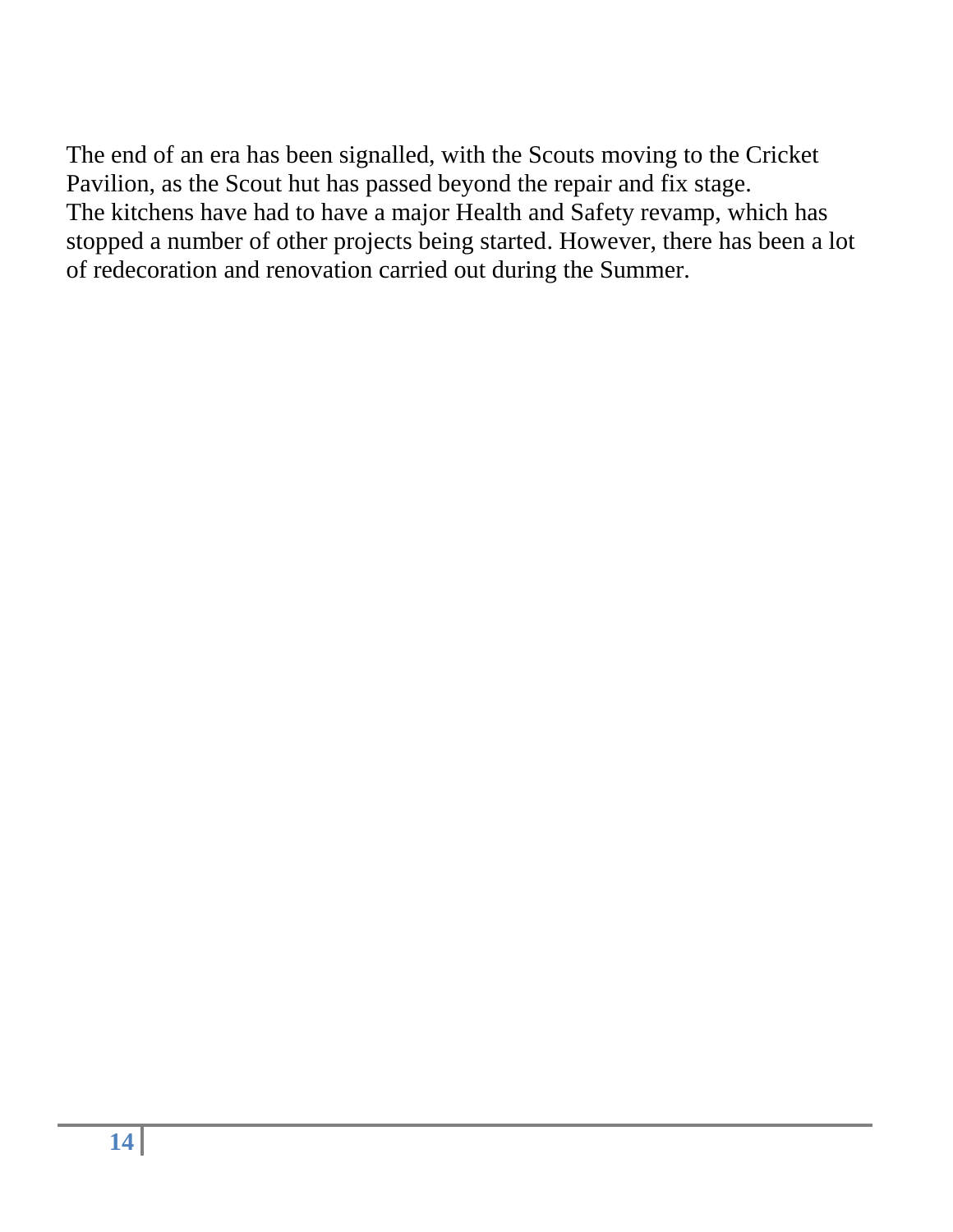The end of an era has been signalled, with the Scouts moving to the Cricket Pavilion, as the Scout hut has passed beyond the repair and fix stage.
The kitchens have had to have a major Health and Safety revamp, which has stopped a number of other projects being started. However, there has been a lot of redecoration and renovation carried out during the Summer.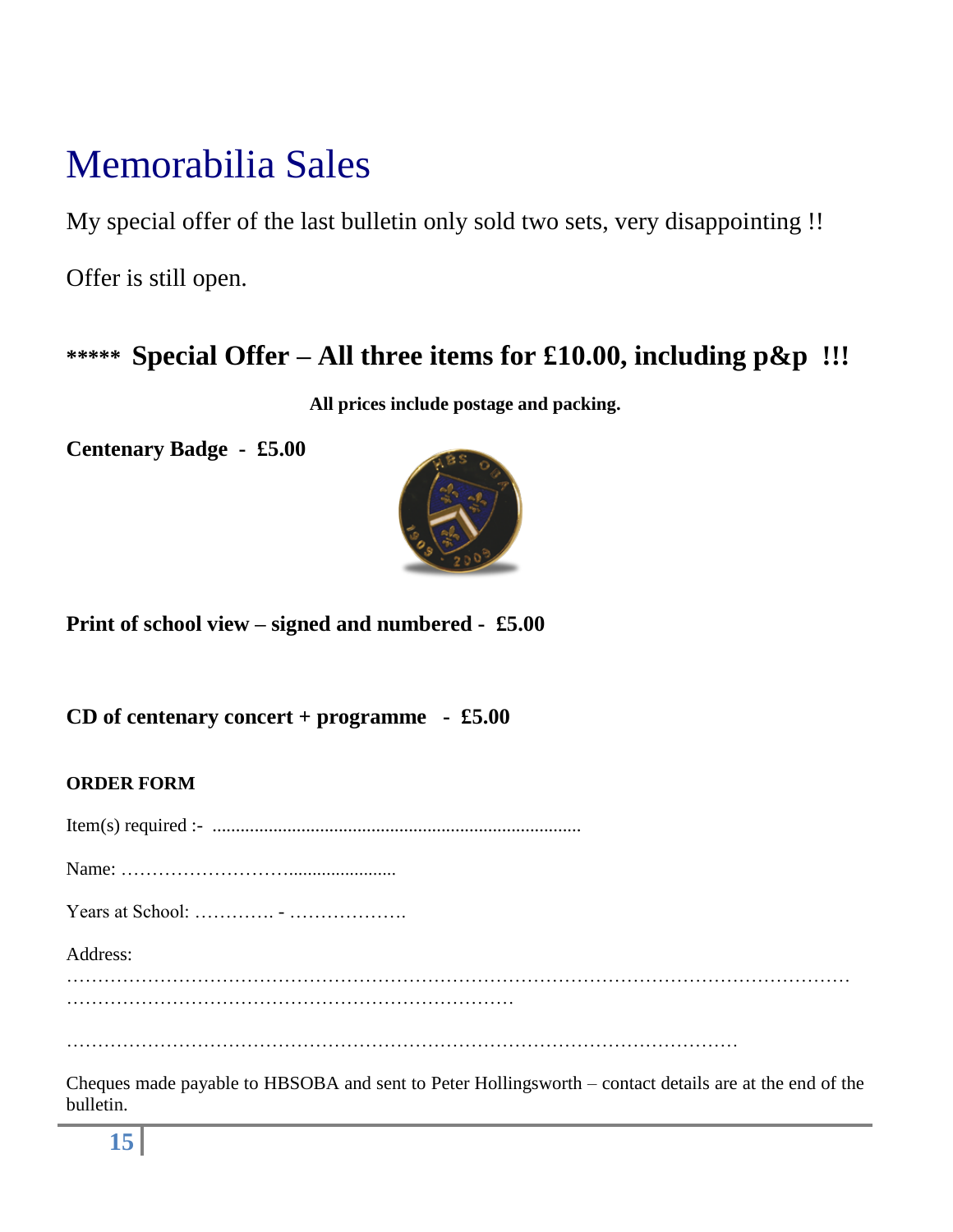# Memorabilia Sales

My special offer of the last bulletin only sold two sets, very disappointing !!

Offer is still open.

## ***** Special Offer – All three items for £10.00, including p&p !!!

**All prices include postage and packing.**

**Centenary Badge - £5.00**

**Print of school view – signed and numbered - £5.00**

**CD of centenary concert + programme - £5.00**

**ORDER FORM**

Item(s) required :- ..............................................................................

Name: ……………………….......................

Years at School: …………. - ……………….

Address:
……………………………………………………………………………………………………………
……………………………………………………………

………………………………………………………………………………………………

Cheques made payable to HBSOBA and sent to Peter Hollingsworth – contact details are at the end of the bulletin.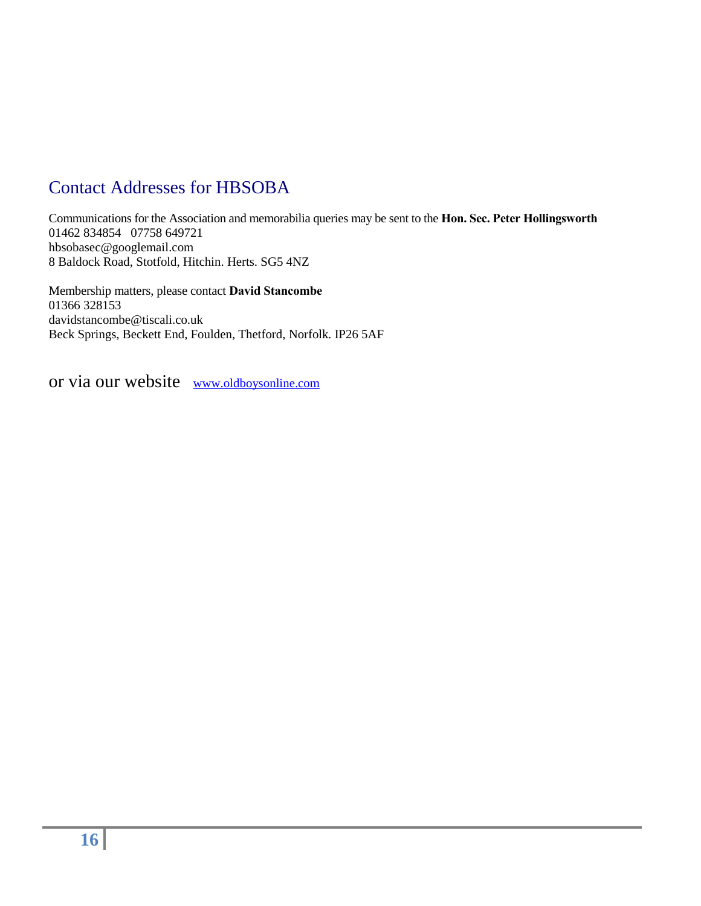## Contact Addresses for HBSOBA

Communications for the Association and memorabilia queries may be sent to the **Hon. Sec. Peter Hollingsworth**
01462 834854   07758 649721
hbsobasec@googlemail.com
8 Baldock Road, Stotfold, Hitchin. Herts. SG5 4NZ

Membership matters, please contact **David Stancombe**
01366 328153
davidstancombe@tiscali.co.uk
Beck Springs, Beckett End, Foulden, Thetford, Norfolk. IP26 5AF

or via our website   www.oldboysonline.com